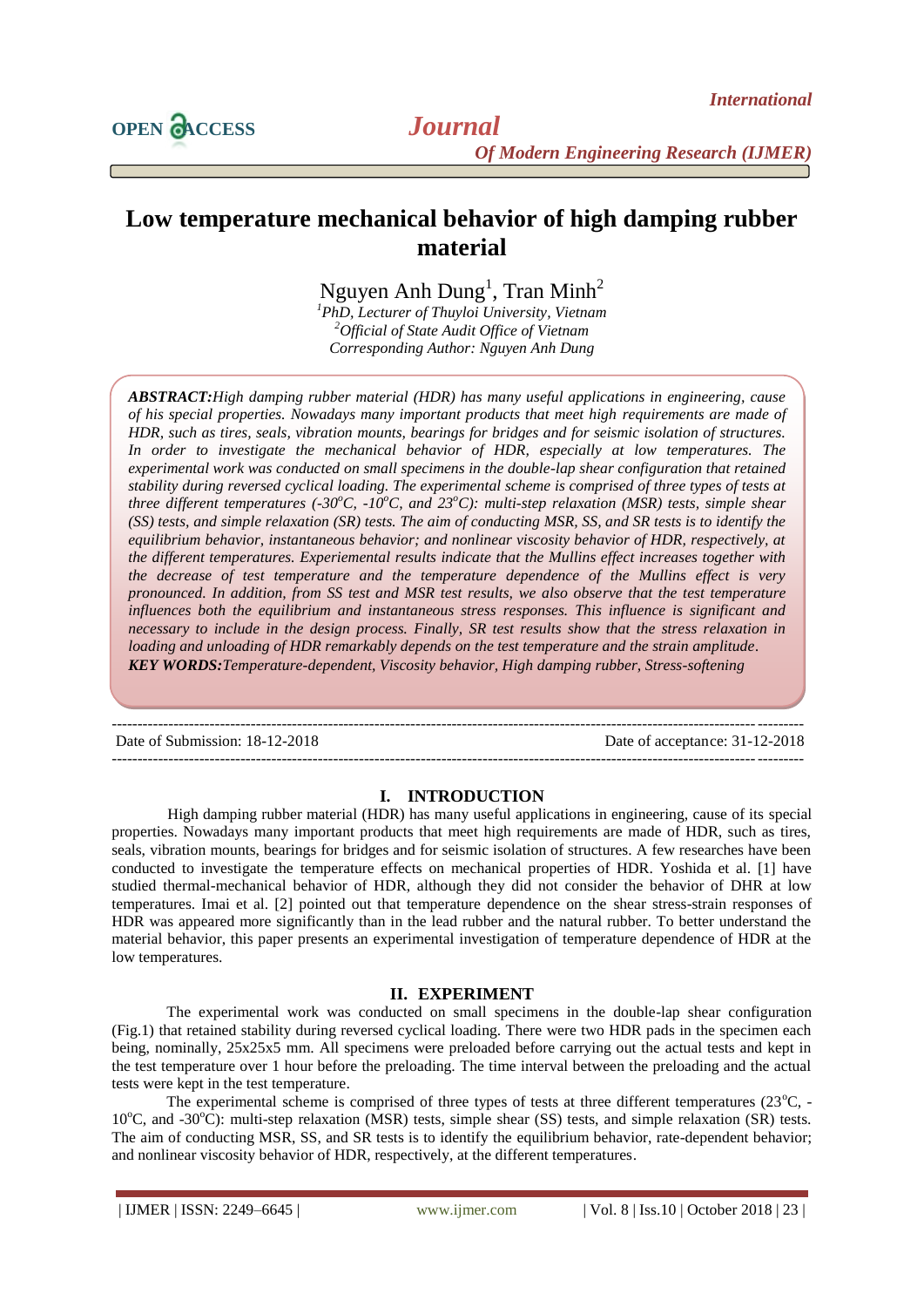# Low temperature mechanical behavior of high damping rubber material

Nguyen Anh Dung[1], Tran Minh[2]

[1]*PhD, Lecturer of Thuyloi University, Vietnam*
[2]*Official of State Audit Office of Vietnam*
*Corresponding Author: Nguyen Anh Dung*

***ABSTRACT:****High damping rubber material (HDR) has many useful applications in engineering, cause of his special properties. Nowadays many important products that meet high requirements are made of HDR, such as tires, seals, vibration mounts, bearings for bridges and for seismic isolation of structures. In order to investigate the mechanical behavior of HDR, especially at low temperatures. The experimental work was conducted on small specimens in the double-lap shear configuration that retained stability during reversed cyclical loading. The experimental scheme is comprised of three types of tests at three different temperatures (-30°C, -10°C, and 23°C): multi-step relaxation (MSR) tests, simple shear (SS) tests, and simple relaxation (SR) tests. The aim of conducting MSR, SS, and SR tests is to identify the equilibrium behavior, instantaneous behavior; and nonlinear viscosity behavior of HDR, respectively, at the different temperatures. Experimental results indicate that the Mullins effect increases together with the decrease of test temperature and the temperature dependence of the Mullins effect is very pronounced. In addition, from SS test and MSR test results, we also observe that the test temperature influences both the equilibrium and instantaneous stress responses. This influence is significant and necessary to include in the design process. Finally, SR test results show that the stress relaxation in loading and unloading of HDR remarkably depends on the test temperature and the strain amplitude.*

***KEY WORDS:****Temperature-dependent, Viscosity behavior, High damping rubber, Stress-softening*

Date of Submission: 18-12-2018 | Date of acceptance: 31-12-2018

## I. INTRODUCTION

High damping rubber material (HDR) has many useful applications in engineering, cause of its special properties. Nowadays many important products that meet high requirements are made of HDR, such as tires, seals, vibration mounts, bearings for bridges and for seismic isolation of structures. A few researches have been conducted to investigate the temperature effects on mechanical properties of HDR. Yoshida et al. [1] have studied thermal-mechanical behavior of HDR, although they did not consider the behavior of DHR at low temperatures. Imai et al. [2] pointed out that temperature dependence on the shear stress-strain responses of HDR was appeared more significantly than in the lead rubber and the natural rubber. To better understand the material behavior, this paper presents an experimental investigation of temperature dependence of HDR at the low temperatures.

## II. EXPERIMENT

The experimental work was conducted on small specimens in the double-lap shear configuration (Fig.1) that retained stability during reversed cyclical loading. There were two HDR pads in the specimen each being, nominally, 25x25x5 mm. All specimens were preloaded before carrying out the actual tests and kept in the test temperature over 1 hour before the preloading. The time interval between the preloading and the actual tests were kept in the test temperature.

The experimental scheme is comprised of three types of tests at three different temperatures (23°C, -10°C, and -30°C): multi-step relaxation (MSR) tests, simple shear (SS) tests, and simple relaxation (SR) tests. The aim of conducting MSR, SS, and SR tests is to identify the equilibrium behavior, rate-dependent behavior; and nonlinear viscosity behavior of HDR, respectively, at the different temperatures.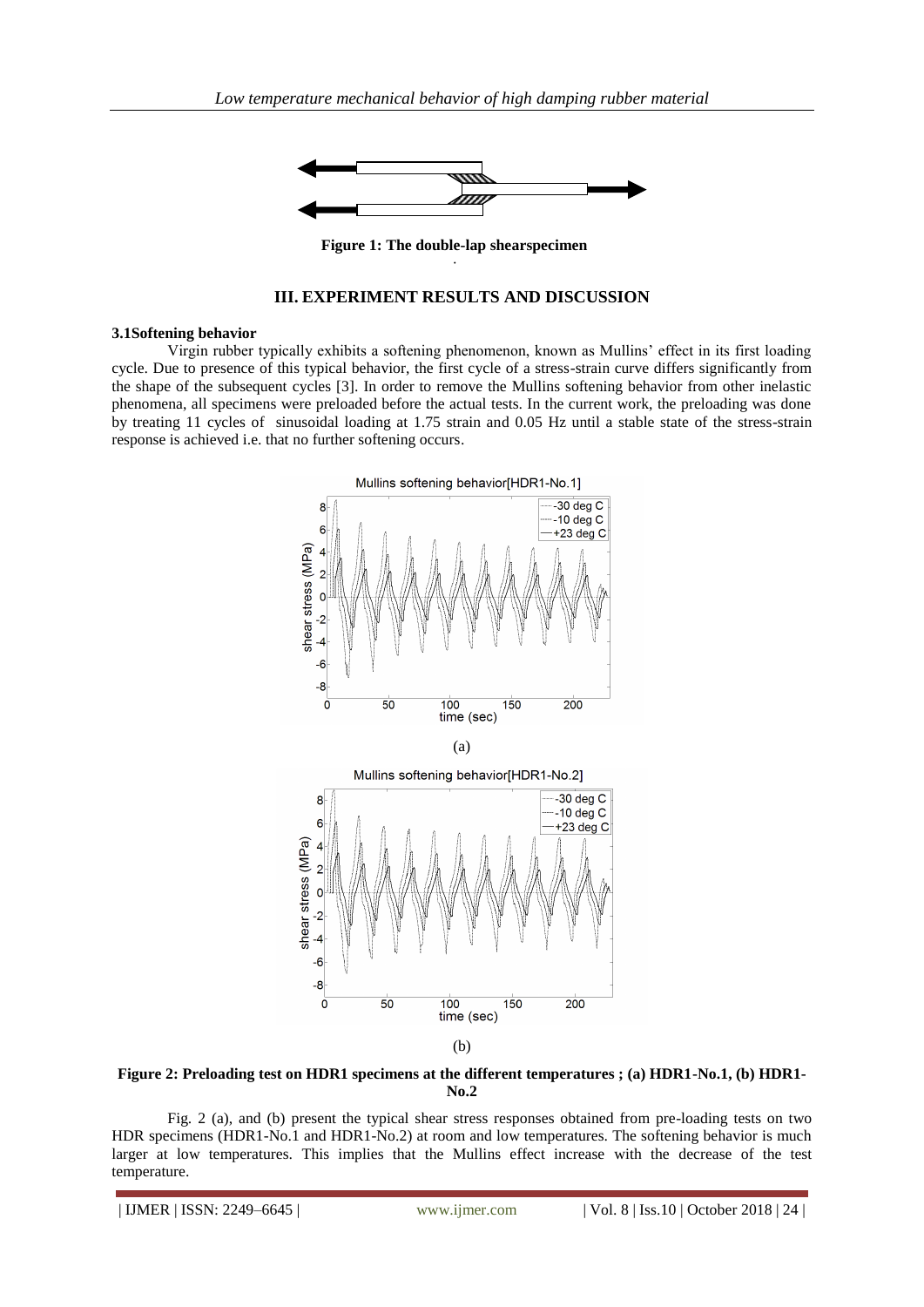Figure 1: The double-lap shearspecimen

## III. EXPERIMENT RESULTS AND DISCUSSION

### 3.1Softening behavior

Virgin rubber typically exhibits a softening phenomenon, known as Mullins' effect in its first loading cycle. Due to presence of this typical behavior, the first cycle of a stress-strain curve differs significantly from the shape of the subsequent cycles [3]. In order to remove the Mullins softening behavior from other inelastic phenomena, all specimens were preloaded before the actual tests. In the current work, the preloading was done by treating 11 cycles of sinusoidal loading at 1.75 strain and 0.05 Hz until a stable state of the stress-strain response is achieved i.e. that no further softening occurs.

(a)

(b)

**Figure 2: Preloading test on HDR1 specimens at the different temperatures ; (a) HDR1-No.1, (b) HDR1-No.2**

Fig. 2 (a), and (b) present the typical shear stress responses obtained from pre-loading tests on two HDR specimens (HDR1-No.1 and HDR1-No.2) at room and low temperatures. The softening behavior is much larger at low temperatures. This implies that the Mullins effect increase with the decrease of the test temperature.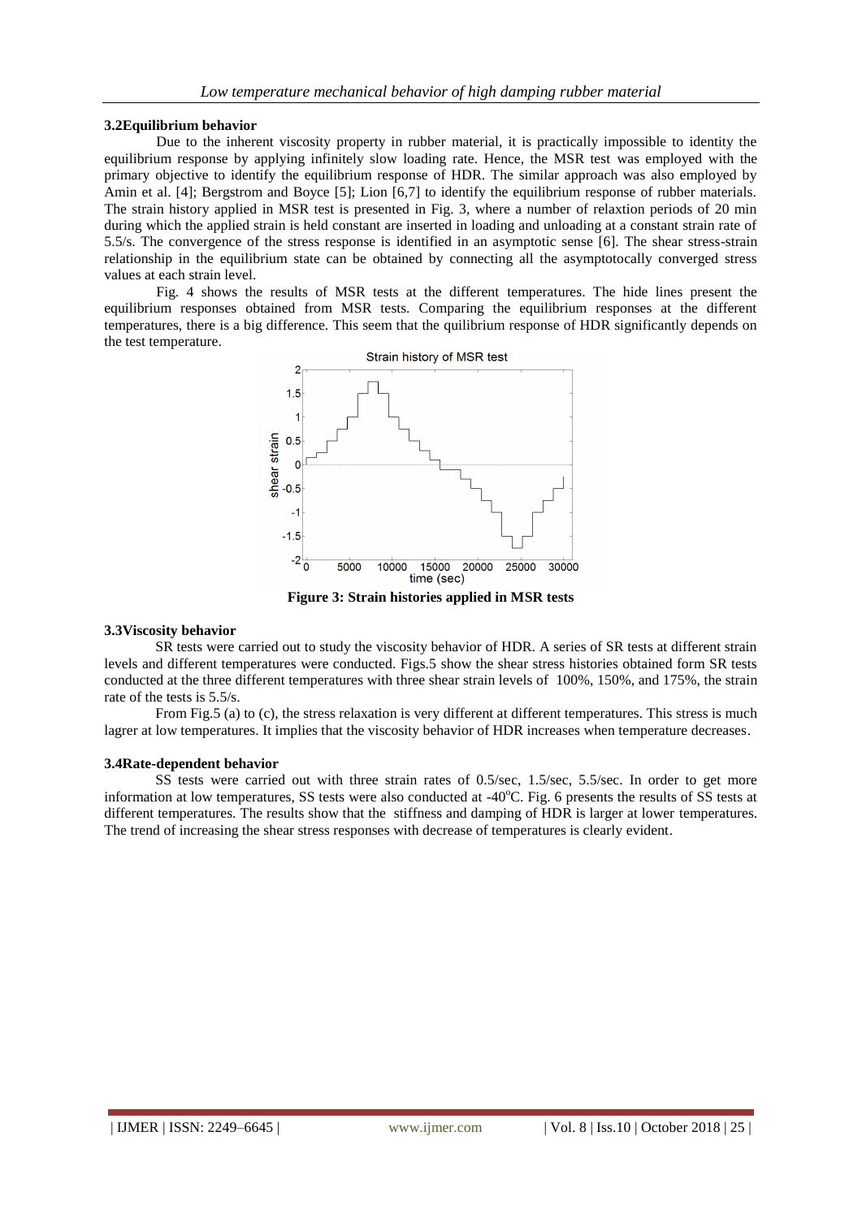### 3.2Equilibrium behavior

Due to the inherent viscosity property in rubber material, it is practically impossible to identity the equilibrium response by applying infinitely slow loading rate. Hence, the MSR test was employed with the primary objective to identify the equilibrium response of HDR. The similar approach was also employed by Amin et al. [4]; Bergstrom and Boyce [5]; Lion [6,7] to identify the equilibrium response of rubber materials. The strain history applied in MSR test is presented in Fig. 3, where a number of relaxtion periods of 20 min during which the applied strain is held constant are inserted in loading and unloading at a constant strain rate of 5.5/s. The convergence of the stress response is identified in an asymptotic sense [6]. The shear stress-strain relationship in the equilibrium state can be obtained by connecting all the asymptotocally converged stress values at each strain level.

Fig. 4 shows the results of MSR tests at the different temperatures. The hide lines present the equilibrium responses obtained from MSR tests. Comparing the equilibrium responses at the different temperatures, there is a big difference. This seem that the quilibrium response of HDR significantly depends on the test temperature.

**Figure 3: Strain histories applied in MSR tests**

### 3.3Viscosity behavior

SR tests were carried out to study the viscosity behavior of HDR. A series of SR tests at different strain levels and different temperatures were conducted. Figs.5 show the shear stress histories obtained form SR tests conducted at the three different temperatures with three shear strain levels of 100%, 150%, and 175%, the strain rate of the tests is 5.5/s.

From Fig.5 (a) to (c), the stress relaxation is very different at different temperatures. This stress is much lagrer at low temperatures. It implies that the viscosity behavior of HDR increases when temperature decreases.

### 3.4Rate-dependent behavior

SS tests were carried out with three strain rates of 0.5/sec, 1.5/sec, 5.5/sec. In order to get more information at low temperatures, SS tests were also conducted at -40°C. Fig. 6 presents the results of SS tests at different temperatures. The results show that the stiffness and damping of HDR is larger at lower temperatures. The trend of increasing the shear stress responses with decrease of temperatures is clearly evident.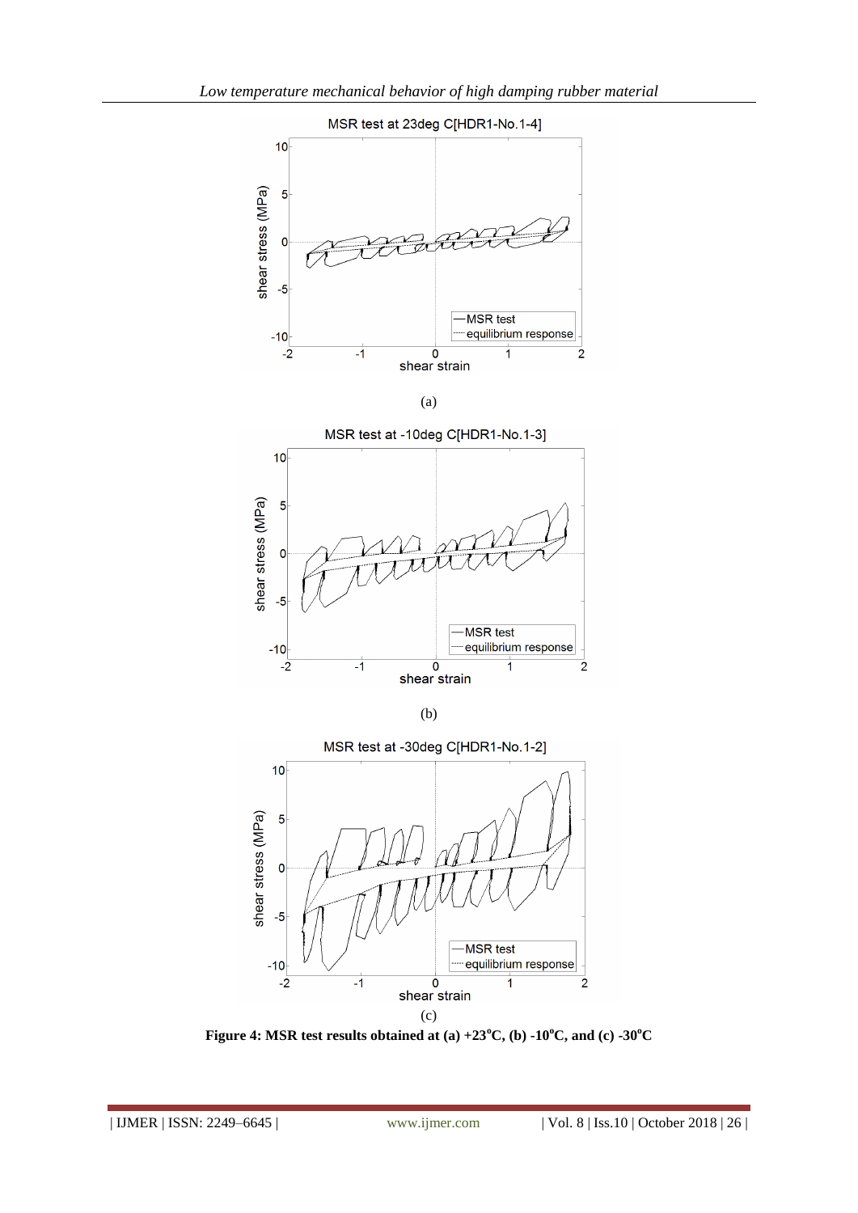(a)

(b)

(c)

**Figure 4: MSR test results obtained at (a) +23°C, (b) -10°C, and (c) -30°C**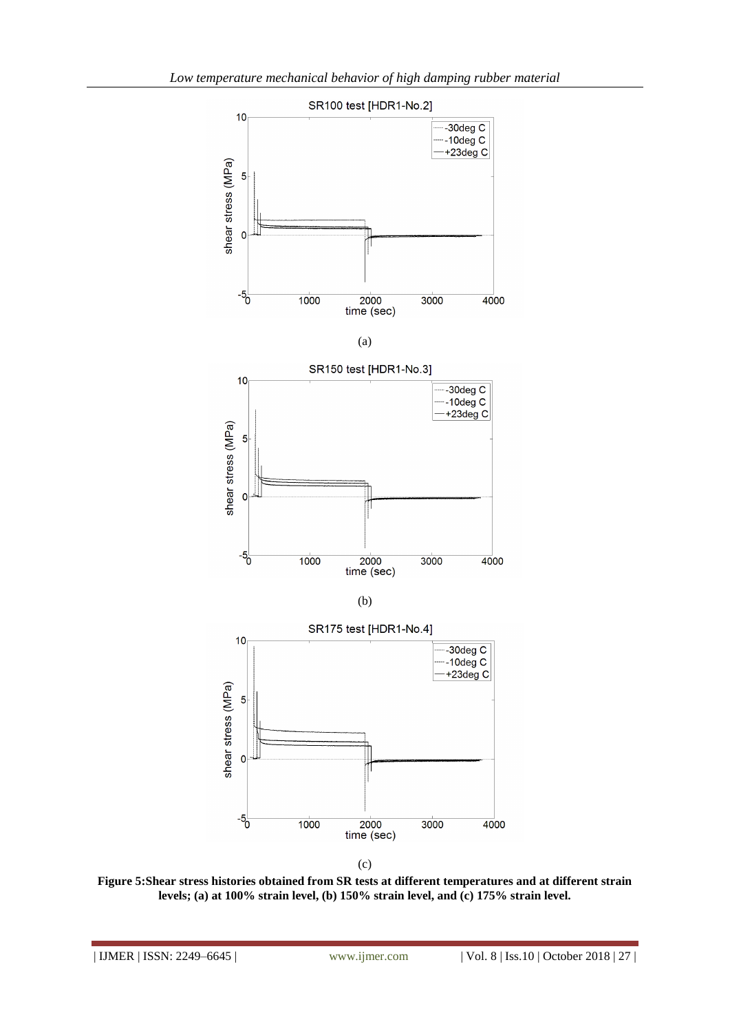(a)

(b)

(c)

**Figure 5:Shear stress histories obtained from SR tests at different temperatures and at different strain levels; (a) at 100% strain level, (b) 150% strain level, and (c) 175% strain level.**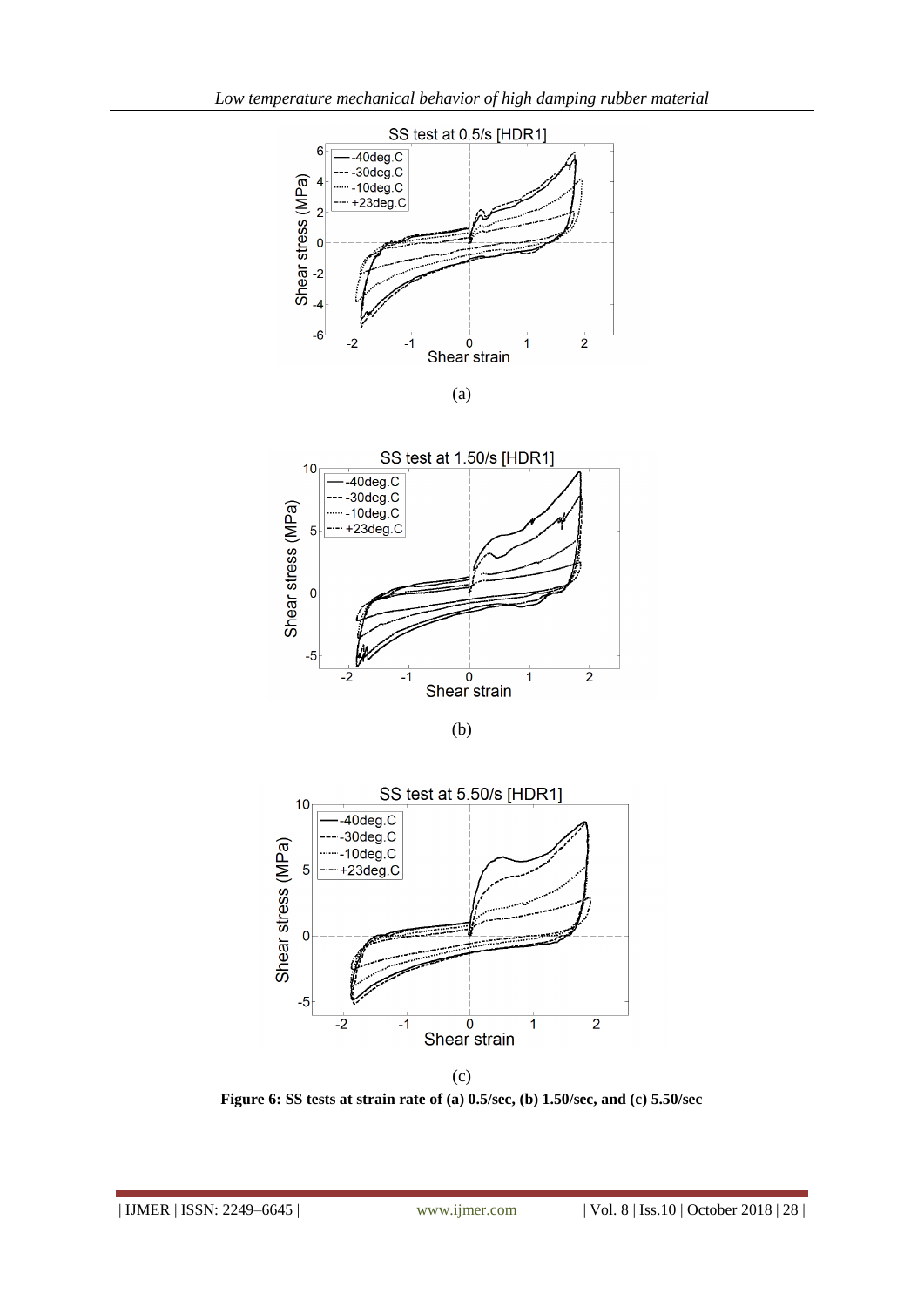(a)

(b)

(c)

**Figure 6: SS tests at strain rate of (a) 0.5/sec, (b) 1.50/sec, and (c) 5.50/sec**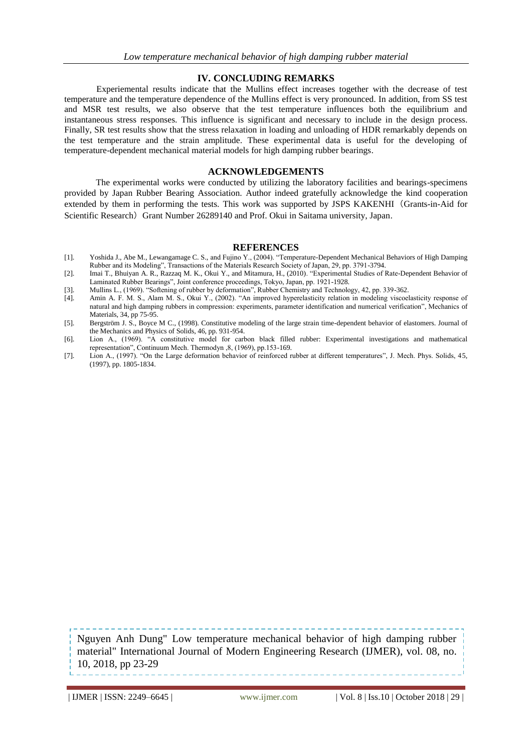## IV. CONCLUDING REMARKS

Experiemental results indicate that the Mullins effect increases together with the decrease of test temperature and the temperature dependence of the Mullins effect is very pronounced. In addition, from SS test and MSR test results, we also observe that the test temperature influences both the equilibrium and instantaneous stress responses. This influence is significant and necessary to include in the design process. Finally, SR test results show that the stress relaxation in loading and unloading of HDR remarkably depends on the test temperature and the strain amplitude. These experimental data is useful for the developing of temperature-dependent mechanical material models for high damping rubber bearings.

## ACKNOWLEDGEMENTS

The experimental works were conducted by utilizing the laboratory facilities and bearings-specimens provided by Japan Rubber Bearing Association. Author indeed gratefully acknowledge the kind cooperation extended by them in performing the tests. This work was supported by JSPS KAKENHI（Grants-in-Aid for Scientific Research）Grant Number 26289140 and Prof. Okui in Saitama university, Japan.

## REFERENCES

[1]. Yoshida J., Abe M., Lewangamage C. S., and Fujino Y., (2004). "Temperature-Dependent Mechanical Behaviors of High Damping Rubber and its Modeling", Transactions of the Materials Research Society of Japan, 29, pp. 3791-3794.

[2]. Imai T., Bhuiyan A. R., Razzaq M. K., Okui Y., and Mitamura, H., (2010). "Experimental Studies of Rate-Dependent Behavior of Laminated Rubber Bearings", Joint conference proceedings, Tokyo, Japan, pp. 1921-1928.

[3]. Mullins L., (1969). "Softening of rubber by deformation", Rubber Chemistry and Technology, 42, pp. 339-362.

[4]. Amin A. F. M. S., Alam M. S., Okui Y., (2002). "An improved hyperelasticity relation in modeling viscoelasticity response of natural and high damping rubbers in compression: experiments, parameter identification and numerical verification", Mechanics of Materials, 34, pp 75-95.

[5]. Bergström J. S., Boyce M C., (1998). Constitutive modeling of the large strain time-dependent behavior of elastomers. Journal of the Mechanics and Physics of Solids, 46, pp. 931-954.

[6]. Lion A., (1969). "A constitutive model for carbon black filled rubber: Experimental investigations and mathematical representation", Continuum Mech. Thermodyn ,8, (1969), pp.153-169.

[7]. Lion A., (1997). "On the Large deformation behavior of reinforced rubber at different temperatures", J. Mech. Phys. Solids, 45, (1997), pp. 1805-1834.

Nguyen Anh Dung" Low temperature mechanical behavior of high damping rubber material" International Journal of Modern Engineering Research (IJMER), vol. 08, no. 10, 2018, pp 23-29